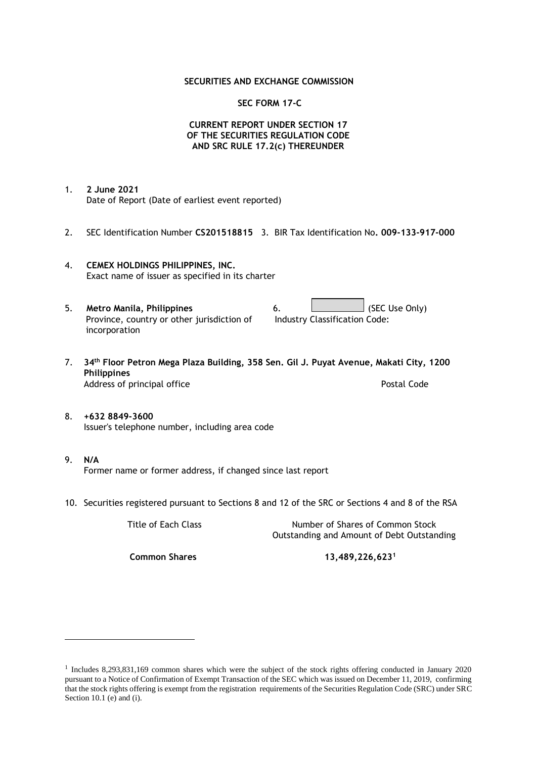**SECURITIES AND EXCHANGE COMMISSION**

**SEC FORM 17-C**

**CURRENT REPORT UNDER SECTION 17**
**OF THE SECURITIES REGULATION CODE**
**AND SRC RULE 17.2(c) THEREUNDER**

1. **2 June 2021**
   Date of Report (Date of earliest event reported)

2. SEC Identification Number **CS201518815** 3. BIR Tax Identification No**. 009-133-917-000**

4. **CEMEX HOLDINGS PHILIPPINES, INC.**
   Exact name of issuer as specified in its charter

5. **Metro Manila, Philippines**
   Province, country or other jurisdiction of incorporation

6. (SEC Use Only)
   Industry Classification Code:

7. **34th Floor Petron Mega Plaza Building, 358 Sen. Gil J. Puyat Avenue, Makati City, 1200 Philippines**
   Address of principal office Postal Code

8. **+632 8849-3600**
   Issuer's telephone number, including area code

9. **N/A**
   Former name or former address, if changed since last report

10. Securities registered pursuant to Sections 8 and 12 of the SRC or Sections 4 and 8 of the RSA

| Title of Each Class | Number of Shares of Common Stock Outstanding and Amount of Debt Outstanding |
|---|---|
| **Common Shares** | **13,489,226,623**[1] |

[1] Includes 8,293,831,169 common shares which were the subject of the stock rights offering conducted in January 2020 pursuant to a Notice of Confirmation of Exempt Transaction of the SEC which was issued on December 11, 2019, confirming that the stock rights offering is exempt from the registration requirements of the Securities Regulation Code (SRC) under SRC Section 10.1 (e) and (i).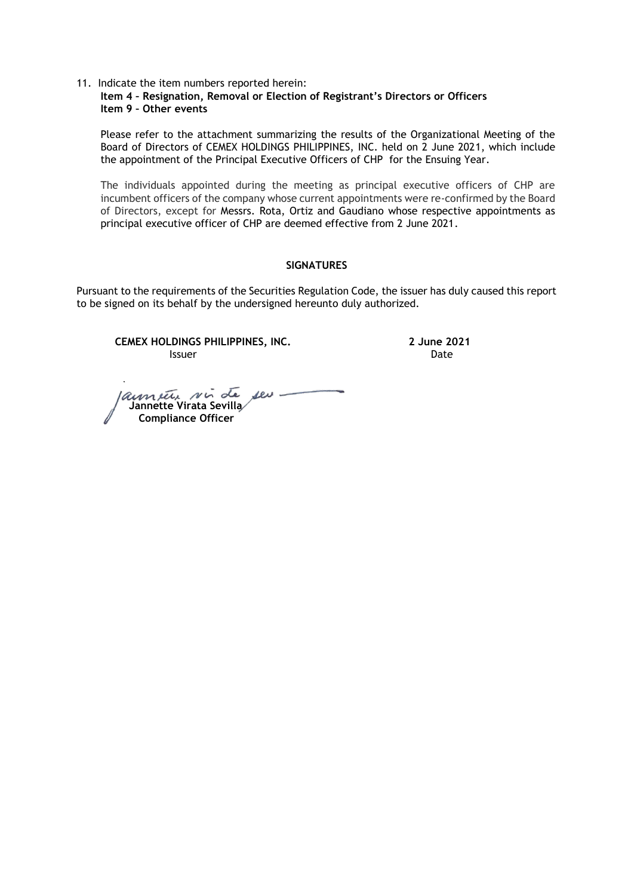11. Indicate the item numbers reported herein:
 **Item 4 – Resignation, Removal or Election of Registrant's Directors or Officers**
 **Item 9 – Other events**

 Please refer to the attachment summarizing the results of the Organizational Meeting of the Board of Directors of CEMEX HOLDINGS PHILIPPINES, INC. held on 2 June 2021, which include the appointment of the Principal Executive Officers of CHP for the Ensuing Year.

 The individuals appointed during the meeting as principal executive officers of CHP are incumbent officers of the company whose current appointments were re-confirmed by the Board of Directors, except for Messrs. Rota, Ortiz and Gaudiano whose respective appointments as principal executive officer of CHP are deemed effective from 2 June 2021.

**SIGNATURES**

Pursuant to the requirements of the Securities Regulation Code, the issuer has duly caused this report to be signed on its behalf by the undersigned hereunto duly authorized.

| **CEMEX HOLDINGS PHILIPPINES, INC.** | **2 June 2021** |
|---|---|
| Issuer | Date |

**Jannette Virata Sevilla**
**Compliance Officer**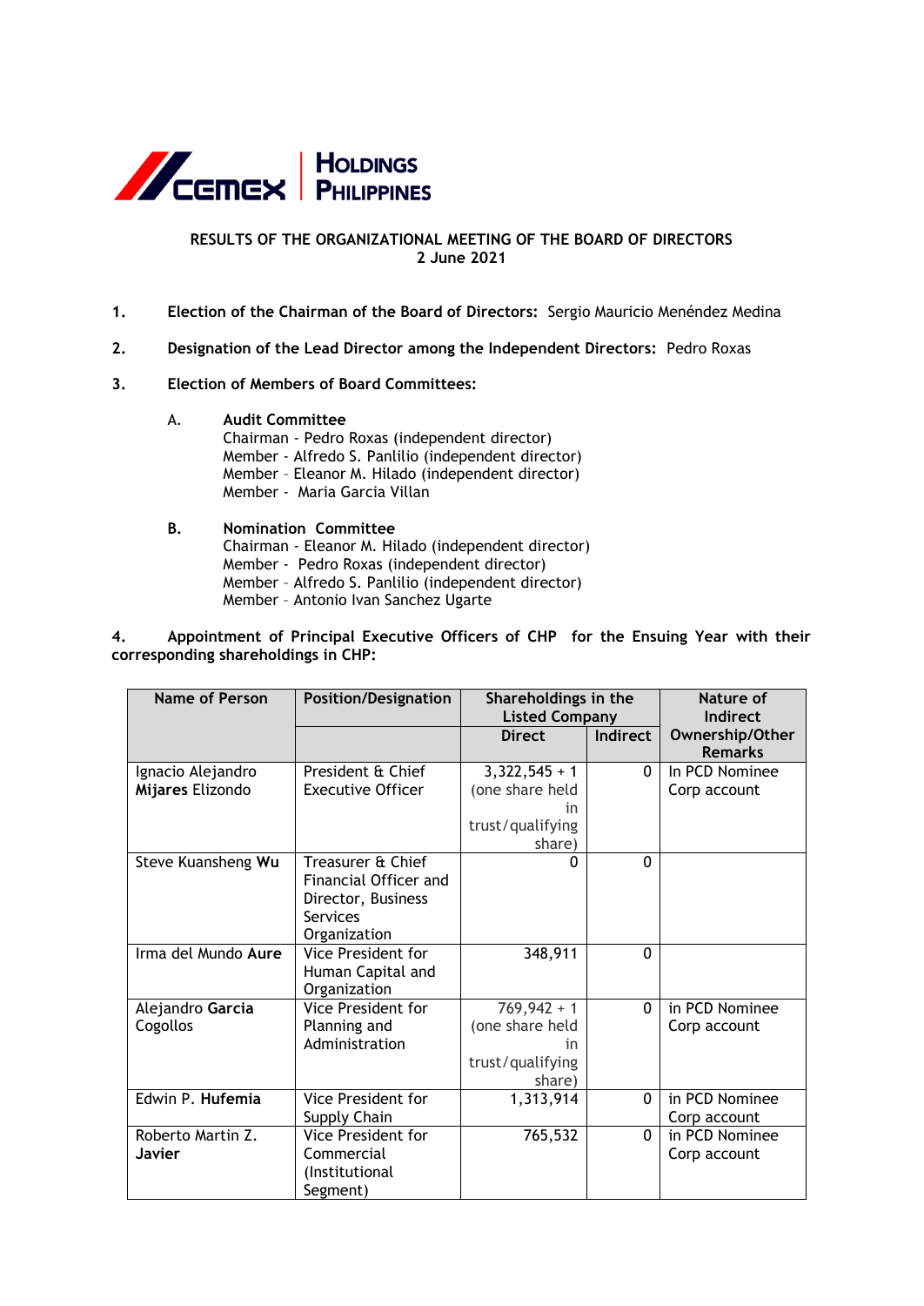**CEMEX | HOLDINGS PHILIPPINES**

**RESULTS OF THE ORGANIZATIONAL MEETING OF THE BOARD OF DIRECTORS**
**2 June 2021**

1. **Election of the Chairman of the Board of Directors:** Sergio Mauricio Menéndez Medina

2. **Designation of the Lead Director among the Independent Directors:** Pedro Roxas

3. **Election of Members of Board Committees:**

   A. **Audit Committee**
   Chairman - Pedro Roxas (independent director)
   Member - Alfredo S. Panlilio (independent director)
   Member – Eleanor M. Hilado (independent director)
   Member - Maria Garcia Villan

   **B. Nomination Committee**
   Chairman - Eleanor M. Hilado (independent director)
   Member - Pedro Roxas (independent director)
   Member – Alfredo S. Panlilio (independent director)
   Member – Antonio Ivan Sanchez Ugarte

4. **Appointment of Principal Executive Officers of CHP for the Ensuing Year with their corresponding shareholdings in CHP:**

| Name of Person | Position/Designation | Shareholdings in the Listed Company | | Nature of Indirect Ownership/Other Remarks |
|---|---|---|---|---|
| | | Direct | Indirect | |
| Ignacio Alejandro **Mijares** Elizondo | President & Chief Executive Officer | 3,322,545 + 1 (one share held in trust/qualifying share) | 0 | In PCD Nominee Corp account |
| Steve Kuansheng **Wu** | Treasurer & Chief Financial Officer and Director, Business Services Organization | 0 | 0 | |
| Irma del Mundo **Aure** | Vice President for Human Capital and Organization | 348,911 | 0 | |
| Alejandro **Garcia** Cogollos | Vice President for Planning and Administration | 769,942 + 1 (one share held in trust/qualifying share) | 0 | in PCD Nominee Corp account |
| Edwin P. **Hufemia** | Vice President for Supply Chain | 1,313,914 | 0 | in PCD Nominee Corp account |
| Roberto Martin Z. **Javier** | Vice President for Commercial (Institutional Segment) | 765,532 | 0 | in PCD Nominee Corp account |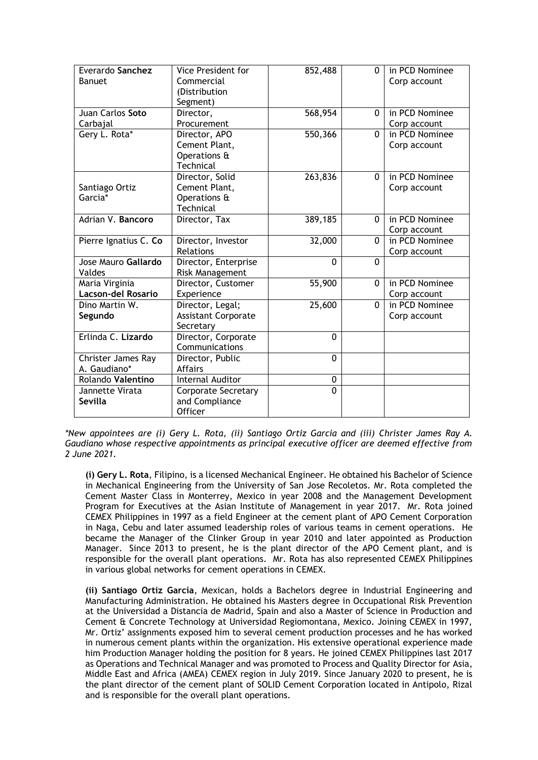| | | | | |
|---|---|---|---|---|
| Everardo **Sanchez** Banuet | Vice President for Commercial (Distribution Segment) | 852,488 | 0 | in PCD Nominee Corp account |
| Juan Carlos **Soto** Carbajal | Director, Procurement | 568,954 | 0 | in PCD Nominee Corp account |
| Gery L. Rota* | Director, APO Cement Plant, Operations & Technical | 550,366 | 0 | in PCD Nominee Corp account |
| Santiago Ortiz Garcia* | Director, Solid Cement Plant, Operations & Technical | 263,836 | 0 | in PCD Nominee Corp account |
| Adrian V. **Bancoro** | Director, Tax | 389,185 | 0 | in PCD Nominee Corp account |
| Pierre Ignatius C. **Co** | Director, Investor Relations | 32,000 | 0 | in PCD Nominee Corp account |
| Jose Mauro **Gallardo** Valdes | Director, Enterprise Risk Management | 0 | 0 | |
| Maria Virginia **Lacson-del Rosario** | Director, Customer Experience | 55,900 | 0 | in PCD Nominee Corp account |
| Dino Martin W. **Segundo** | Director, Legal; Assistant Corporate Secretary | 25,600 | 0 | in PCD Nominee Corp account |
| Erlinda C. **Lizardo** | Director, Corporate Communications | 0 | | |
| Christer James Ray A. Gaudiano* | Director, Public Affairs | 0 | | |
| Rolando **Valentino** | Internal Auditor | 0 | | |
| Jannette Virata **Sevilla** | Corporate Secretary and Compliance Officer | 0 | | |

*\*New appointees are (i) Gery L. Rota, (ii) Santiago Ortiz Garcia and (iii) Christer James Ray A. Gaudiano whose respective appointments as principal executive officer are deemed effective from 2 June 2021.*

**(i) Gery L. Rota**, Filipino, is a licensed Mechanical Engineer. He obtained his Bachelor of Science in Mechanical Engineering from the University of San Jose Recoletos. Mr. Rota completed the Cement Master Class in Monterrey, Mexico in year 2008 and the Management Development Program for Executives at the Asian Institute of Management in year 2017. Mr. Rota joined CEMEX Philippines in 1997 as a field Engineer at the cement plant of APO Cement Corporation in Naga, Cebu and later assumed leadership roles of various teams in cement operations. He became the Manager of the Clinker Group in year 2010 and later appointed as Production Manager. Since 2013 to present, he is the plant director of the APO Cement plant, and is responsible for the overall plant operations. Mr. Rota has also represented CEMEX Philippines in various global networks for cement operations in CEMEX.

**(ii) Santiago Ortiz Garcia**, Mexican, holds a Bachelors degree in Industrial Engineering and Manufacturing Administration. He obtained his Masters degree in Occupational Risk Prevention at the Universidad a Distancia de Madrid, Spain and also a Master of Science in Production and Cement & Concrete Technology at Universidad Regiomontana, Mexico. Joining CEMEX in 1997, Mr. Ortiz' assignments exposed him to several cement production processes and he has worked in numerous cement plants within the organization. His extensive operational experience made him Production Manager holding the position for 8 years. He joined CEMEX Philippines last 2017 as Operations and Technical Manager and was promoted to Process and Quality Director for Asia, Middle East and Africa (AMEA) CEMEX region in July 2019. Since January 2020 to present, he is the plant director of the cement plant of SOLID Cement Corporation located in Antipolo, Rizal and is responsible for the overall plant operations.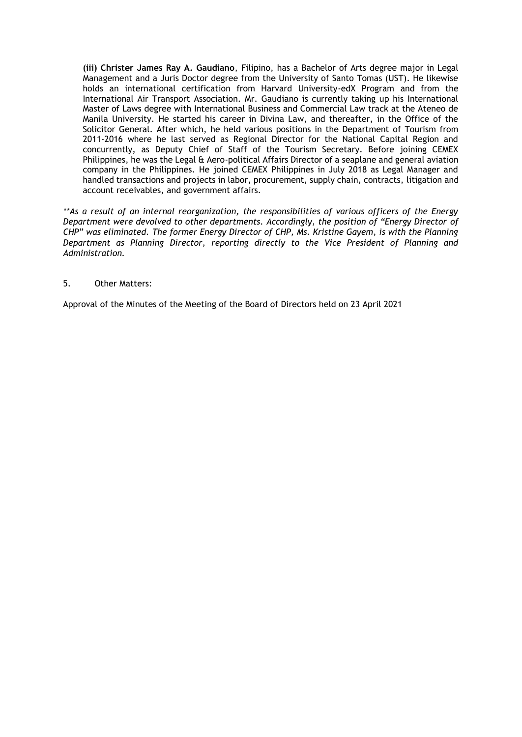**(iii) Christer James Ray A. Gaudiano**, Filipino, has a Bachelor of Arts degree major in Legal Management and a Juris Doctor degree from the University of Santo Tomas (UST). He likewise holds an international certification from Harvard University-edX Program and from the International Air Transport Association. Mr. Gaudiano is currently taking up his International Master of Laws degree with International Business and Commercial Law track at the Ateneo de Manila University. He started his career in Divina Law, and thereafter, in the Office of the Solicitor General. After which, he held various positions in the Department of Tourism from 2011-2016 where he last served as Regional Director for the National Capital Region and concurrently, as Deputy Chief of Staff of the Tourism Secretary. Before joining CEMEX Philippines, he was the Legal & Aero-political Affairs Director of a seaplane and general aviation company in the Philippines. He joined CEMEX Philippines in July 2018 as Legal Manager and handled transactions and projects in labor, procurement, supply chain, contracts, litigation and account receivables, and government affairs.

*\*\*As a result of an internal reorganization, the responsibilities of various officers of the Energy Department were devolved to other departments. Accordingly, the position of "Energy Director of CHP" was eliminated. The former Energy Director of CHP, Ms. Kristine Gayem, is with the Planning Department as Planning Director, reporting directly to the Vice President of Planning and Administration.*

5. Other Matters:

Approval of the Minutes of the Meeting of the Board of Directors held on 23 April 2021